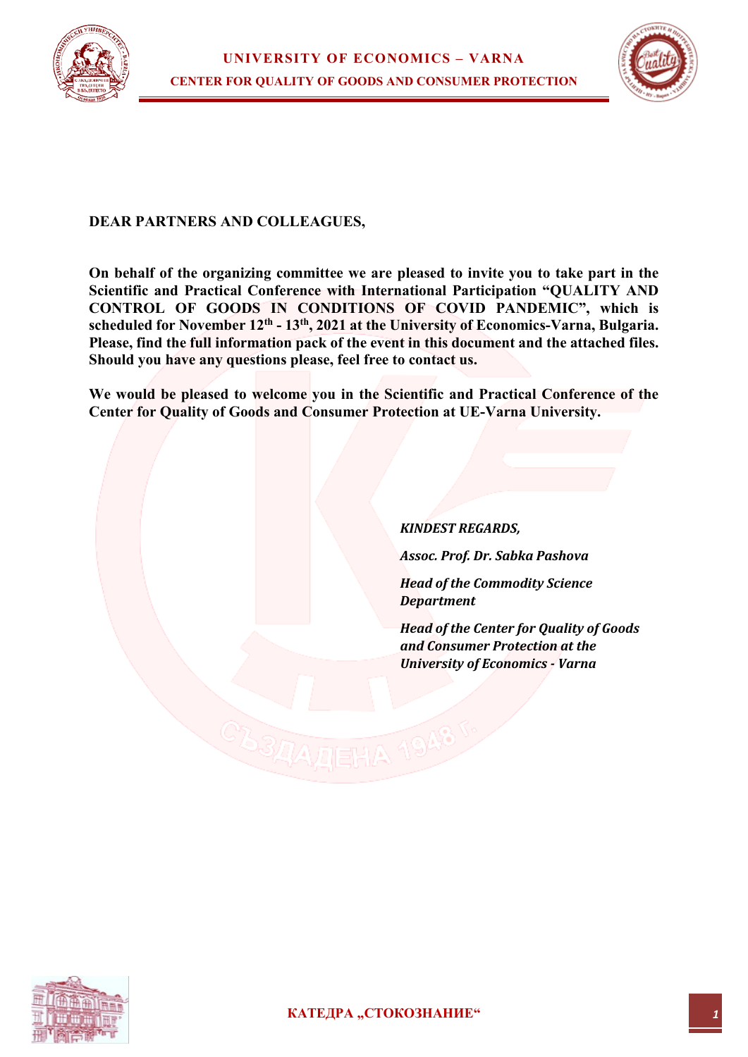**DEAR PARTNERS AND COLLEAGUES,**

**On behalf of the organizing committee we are pleased to invite you to take part in the Scientific and Practical Conference with International Participation "QUALITY AND CONTROL OF GOODS IN CONDITIONS OF COVID PANDEMIC", which is scheduled for November 12th - 13th, 2021 at the University of Economics-Varna, Bulgaria. Please, find the full information pack of the event in this document and the attached files. Should you have any questions please, feel free to contact us.**

**We would be pleased to welcome you in the Scientific and Practical Conference of the Center for Quality of Goods and Consumer Protection at UE-Varna University.**

***KINDEST REGARDS,***

***Assoc. Prof. Dr. Sabka Pashova***

***Head of the Commodity Science Department***

***Head of the Center for Quality of Goods and Consumer Protection at the University of Economics - Varna***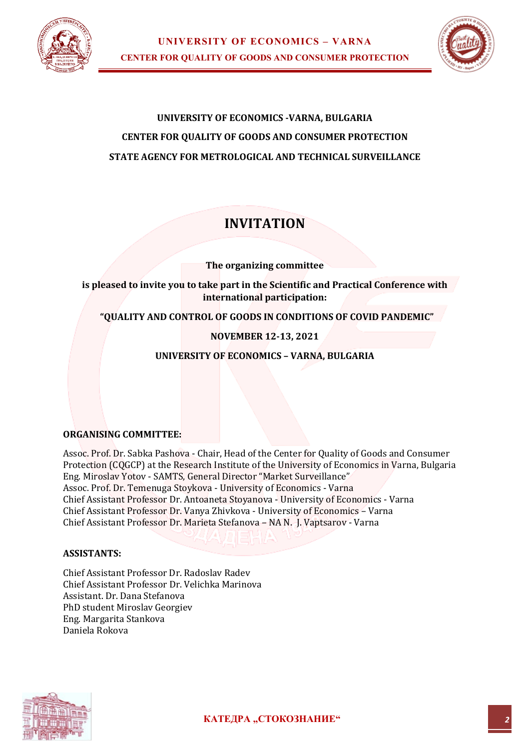**UNIVERSITY OF ECONOMICS -VARNA, BULGARIA**

**CENTER FOR QUALITY OF GOODS AND CONSUMER PROTECTION**

**STATE AGENCY FOR METROLOGICAL AND TECHNICAL SURVEILLANCE**

# INVITATION

**The organizing committee**

**is pleased to invite you to take part in the Scientific and Practical Conference with international participation:**

**"QUALITY AND CONTROL OF GOODS IN CONDITIONS OF COVID PANDEMIC"**

**NOVEMBER 12-13, 2021**

**UNIVERSITY OF ECONOMICS – VARNA, BULGARIA**

**ORGANISING COMMITTEE:**

Assoc. Prof. Dr. Sabka Pashova - Chair, Head of the Center for Quality of Goods and Consumer Protection (CQGCP) at the Research Institute of the University of Economics in Varna, Bulgaria
Eng. Miroslav Yotov - SAMTS, General Director "Market Surveillance"
Assoc. Prof. Dr. Temenuga Stoykova - University of Economics - Varna
Chief Assistant Professor Dr. Antoaneta Stoyanova - University of Economics - Varna
Chief Assistant Professor Dr. Vanya Zhivkova - University of Economics – Varna
Chief Assistant Professor Dr. Marieta Stefanova – NA N. J. Vaptsarov - Varna

**ASSISTANTS:**

Chief Assistant Professor Dr. Radoslav Radev
Chief Assistant Professor Dr. Velichka Marinova
Assistant. Dr. Dana Stefanova
PhD student Miroslav Georgiev
Eng. Margarita Stankova
Daniela Rokova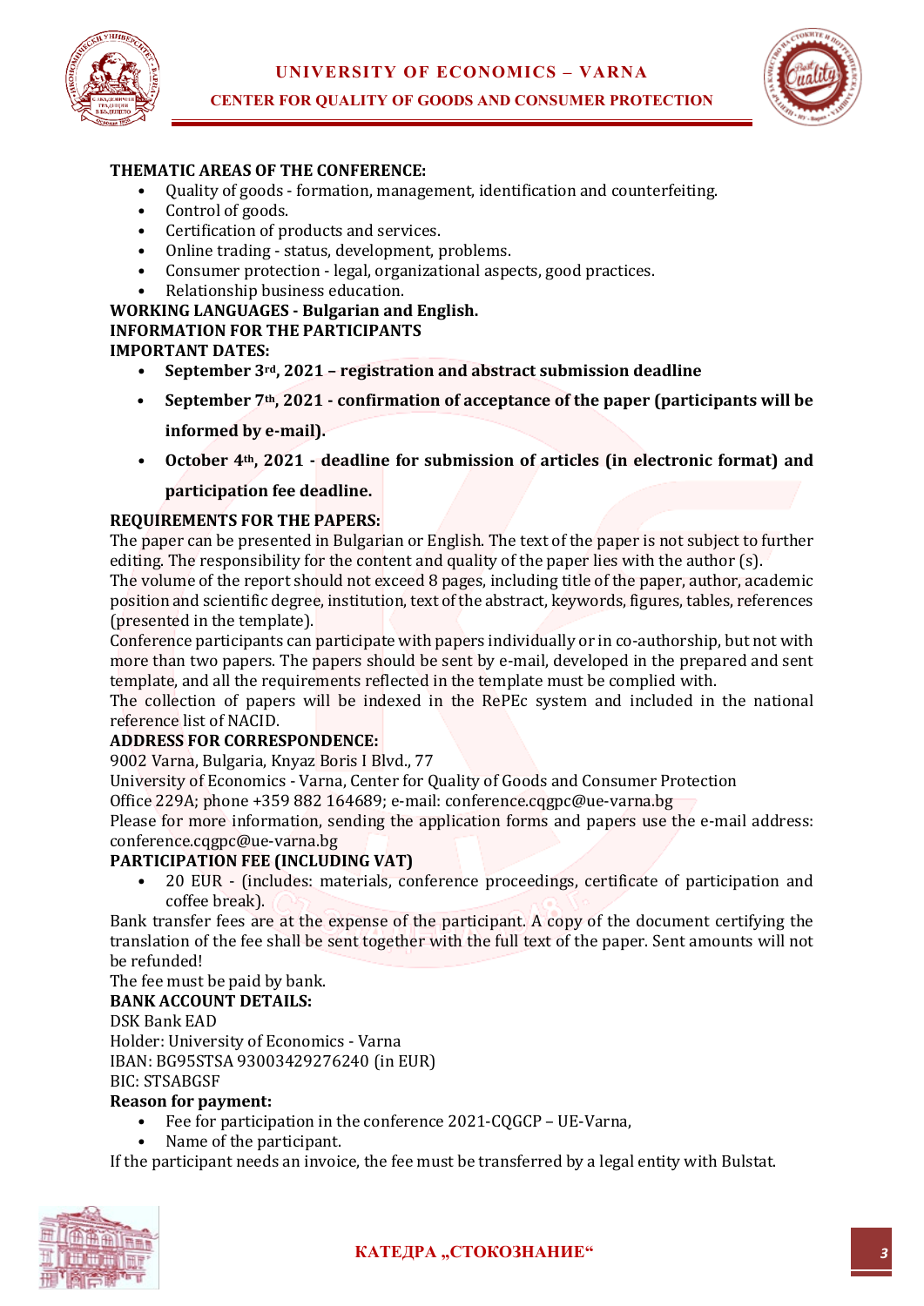**THEMATIC AREAS OF THE CONFERENCE:**

- Quality of goods - formation, management, identification and counterfeiting.
- Control of goods.
- Certification of products and services.
- Online trading - status, development, problems.
- Consumer protection - legal, organizational aspects, good practices.
- Relationship business education.

**WORKING LANGUAGES - Bulgarian and English.**

**INFORMATION FOR THE PARTICIPANTS**

**IMPORTANT DATES:**

- **September 3rd, 2021 – registration and abstract submission deadline**
- **September 7th, 2021 - confirmation of acceptance of the paper (participants will be informed by e-mail).**
- **October 4th, 2021 - deadline for submission of articles (in electronic format) and participation fee deadline.**

**REQUIREMENTS FOR THE PAPERS:**

The paper can be presented in Bulgarian or English. The text of the paper is not subject to further editing. The responsibility for the content and quality of the paper lies with the author (s).

The volume of the report should not exceed 8 pages, including title of the paper, author, academic position and scientific degree, institution, text of the abstract, keywords, figures, tables, references (presented in the template).

Conference participants can participate with papers individually or in co-authorship, but not with more than two papers. The papers should be sent by e-mail, developed in the prepared and sent template, and all the requirements reflected in the template must be complied with.

The collection of papers will be indexed in the RePEc system and included in the national reference list of NACID.

**ADDRESS FOR CORRESPONDENCE:**

9002 Varna, Bulgaria, Knyaz Boris I Blvd., 77

University of Economics - Varna, Center for Quality of Goods and Consumer Protection

Office 229A; phone +359 882 164689; e-mail: conference.cqgpc@ue-varna.bg

Please for more information, sending the application forms and papers use the e-mail address: conference.cqgpc@ue-varna.bg

**PARTICIPATION FEE (INCLUDING VAT)**

- 20 EUR - (includes: materials, conference proceedings, certificate of participation and coffee break).

Bank transfer fees are at the expense of the participant. A copy of the document certifying the translation of the fee shall be sent together with the full text of the paper. Sent amounts will not be refunded!

The fee must be paid by bank.

**BANK ACCOUNT DETAILS:**

DSK Bank EAD

Holder: University of Economics - Varna

IBAN: BG95STSA 93003429276240 (in EUR)

BIC: STSABGSF

**Reason for payment:**

- Fee for participation in the conference 2021-CQGCP – UE-Varna,
- Name of the participant.

If the participant needs an invoice, the fee must be transferred by a legal entity with Bulstat.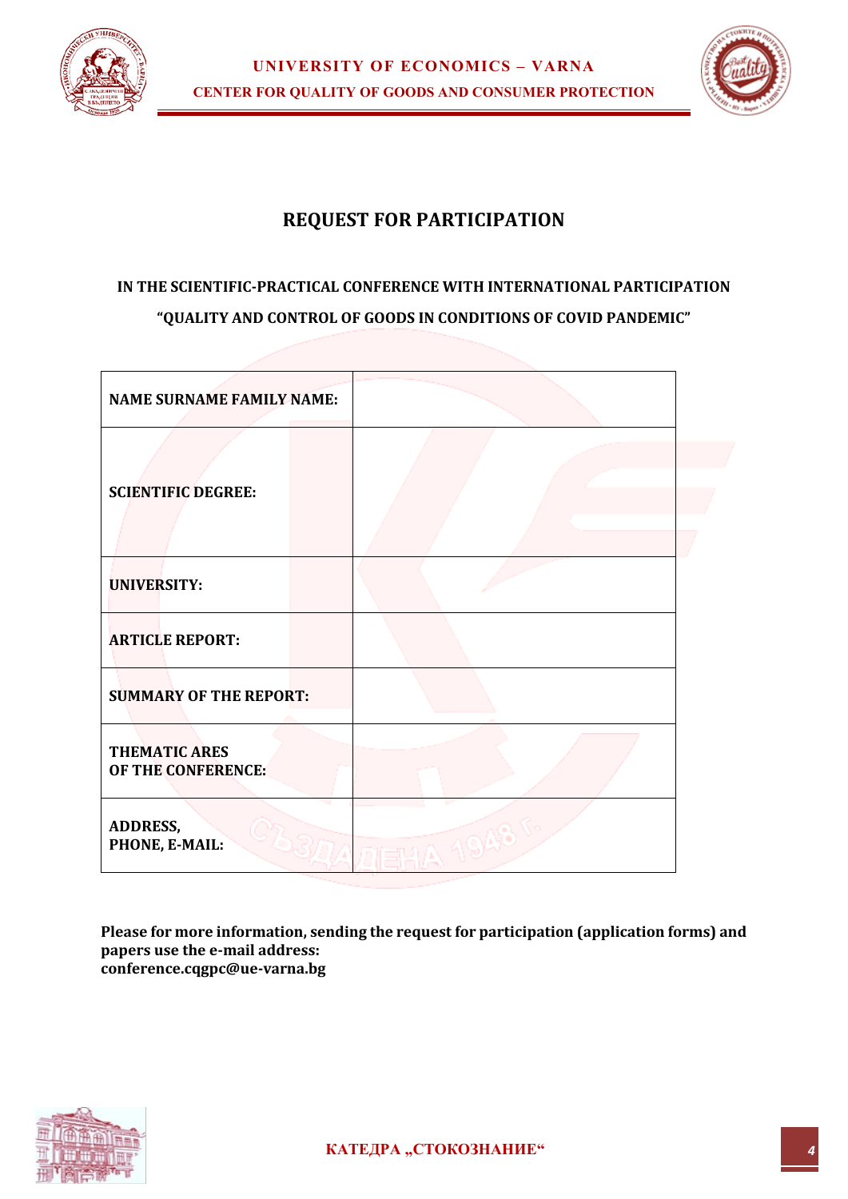## REQUEST FOR PARTICIPATION

### IN THE SCIENTIFIC-PRACTICAL CONFERENCE WITH INTERNATIONAL PARTICIPATION
### "QUALITY AND CONTROL OF GOODS IN CONDITIONS OF COVID PANDEMIC"

| | |
|---|---|
| **NAME SURNAME FAMILY NAME:** | |
| **SCIENTIFIC DEGREE:** | |
| **UNIVERSITY:** | |
| **ARTICLE REPORT:** | |
| **SUMMARY OF THE REPORT:** | |
| **THEMATIC ARES OF THE CONFERENCE:** | |
| **ADDRESS, PHONE, E-MAIL:** | |

**Please for more information, sending the request for participation (application forms) and papers use the e-mail address:**
**conference.cqgpc@ue-varna.bg**